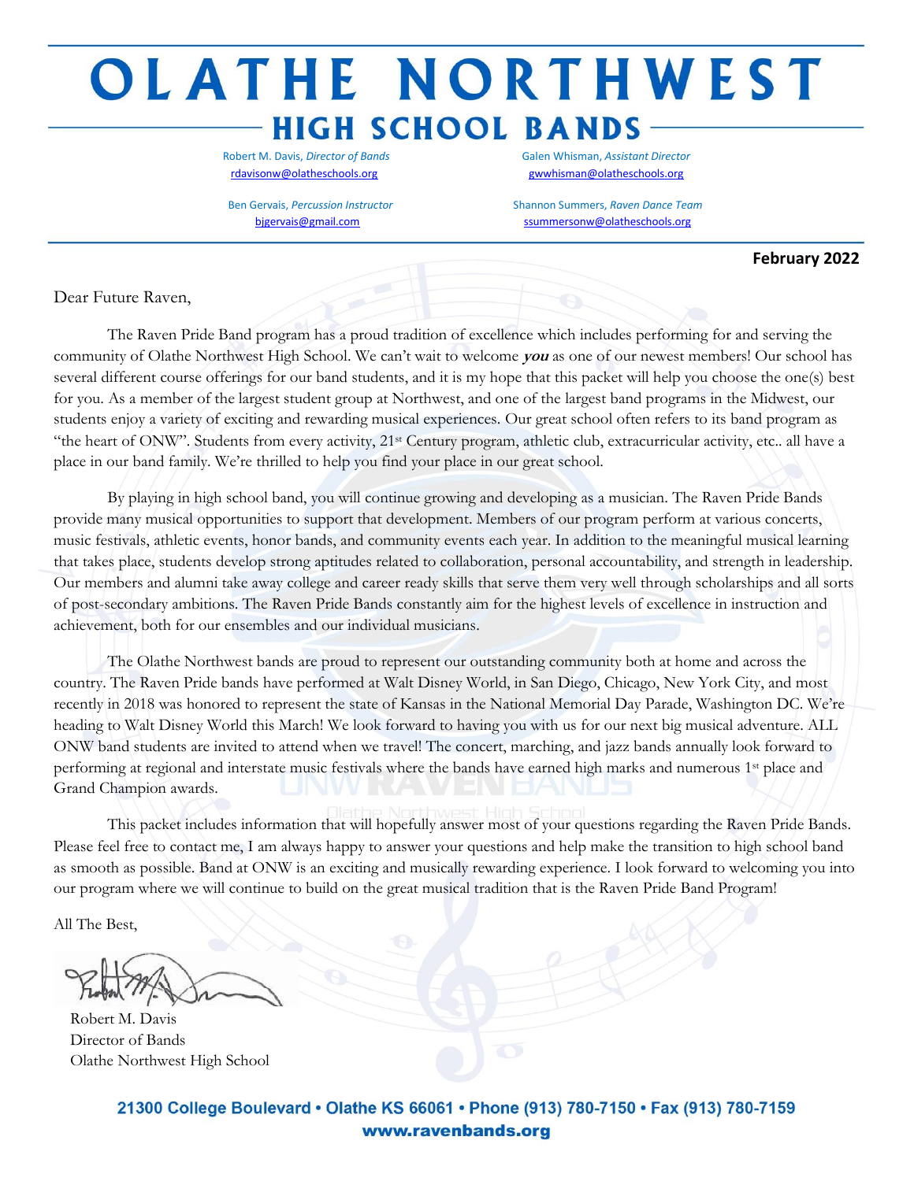# OLATHE NORTHWEST

## HIGH SCHOOL BANDS

Robert M. Davis, *Director of Bands*
rdavisonw@olatheschools.org

Galen Whisman, *Assistant Director*
gwwhisman@olatheschools.org

Ben Gervais, *Percussion Instructor*
bjgervais@gmail.com

Shannon Summers, *Raven Dance Team*
ssummersonw@olatheschools.org

**February 2022**

Dear Future Raven,

The Raven Pride Band program has a proud tradition of excellence which includes performing for and serving the community of Olathe Northwest High School. We can't wait to welcome ***you*** as one of our newest members! Our school has several different course offerings for our band students, and it is my hope that this packet will help you choose the one(s) best for you. As a member of the largest student group at Northwest, and one of the largest band programs in the Midwest, our students enjoy a variety of exciting and rewarding musical experiences. Our great school often refers to its band program as "the heart of ONW". Students from every activity, 21st Century program, athletic club, extracurricular activity, etc.. all have a place in our band family. We're thrilled to help you find your place in our great school.

By playing in high school band, you will continue growing and developing as a musician. The Raven Pride Bands provide many musical opportunities to support that development. Members of our program perform at various concerts, music festivals, athletic events, honor bands, and community events each year. In addition to the meaningful musical learning that takes place, students develop strong aptitudes related to collaboration, personal accountability, and strength in leadership. Our members and alumni take away college and career ready skills that serve them very well through scholarships and all sorts of post-secondary ambitions. The Raven Pride Bands constantly aim for the highest levels of excellence in instruction and achievement, both for our ensembles and our individual musicians.

The Olathe Northwest bands are proud to represent our outstanding community both at home and across the country. The Raven Pride bands have performed at Walt Disney World, in San Diego, Chicago, New York City, and most recently in 2018 was honored to represent the state of Kansas in the National Memorial Day Parade, Washington DC. We're heading to Walt Disney World this March! We look forward to having you with us for our next big musical adventure. ALL ONW band students are invited to attend when we travel! The concert, marching, and jazz bands annually look forward to performing at regional and interstate music festivals where the bands have earned high marks and numerous 1st place and Grand Champion awards.

This packet includes information that will hopefully answer most of your questions regarding the Raven Pride Bands. Please feel free to contact me, I am always happy to answer your questions and help make the transition to high school band as smooth as possible. Band at ONW is an exciting and musically rewarding experience. I look forward to welcoming you into our program where we will continue to build on the great musical tradition that is the Raven Pride Band Program!

All The Best,

Robert M. Davis
Director of Bands
Olathe Northwest High School

21300 College Boulevard • Olathe KS 66061 • Phone (913) 780-7150 • Fax (913) 780-7159
www.ravenbands.org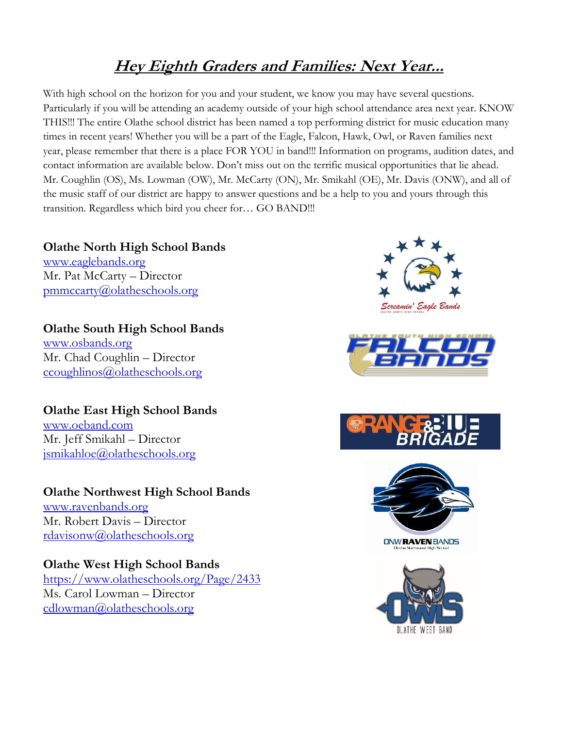# ***Hey Eighth Graders and Families: Next Year...***

With high school on the horizon for you and your student, we know you may have several questions. Particularly if you will be attending an academy outside of your high school attendance area next year. KNOW THIS!!! The entire Olathe school district has been named a top performing district for music education many times in recent years! Whether you will be a part of the Eagle, Falcon, Hawk, Owl, or Raven families next year, please remember that there is a place FOR YOU in band!!! Information on programs, audition dates, and contact information are available below. Don't miss out on the terrific musical opportunities that lie ahead. Mr. Coughlin (OS), Ms. Lowman (OW), Mr. McCarty (ON), Mr. Smikahl (OE), Mr. Davis (ONW), and all of the music staff of our district are happy to answer questions and be a help to you and yours through this transition. Regardless which bird you cheer for… GO BAND!!!

**Olathe North High School Bands**
www.eaglebands.org
Mr. Pat McCarty – Director
pmmccarty@olatheschools.org

**Olathe South High School Bands**
www.osbands.org
Mr. Chad Coughlin – Director
ccoughlinos@olatheschools.org

**Olathe East High School Bands**
www.oeband.com
Mr. Jeff Smikahl – Director
jsmikahloe@olatheschools.org

**Olathe Northwest High School Bands**
www.ravenbands.org
Mr. Robert Davis – Director
rdavisonw@olatheschools.org

**Olathe West High School Bands**
https://www.olatheschools.org/Page/2433
Ms. Carol Lowman – Director
cdlowman@olatheschools.org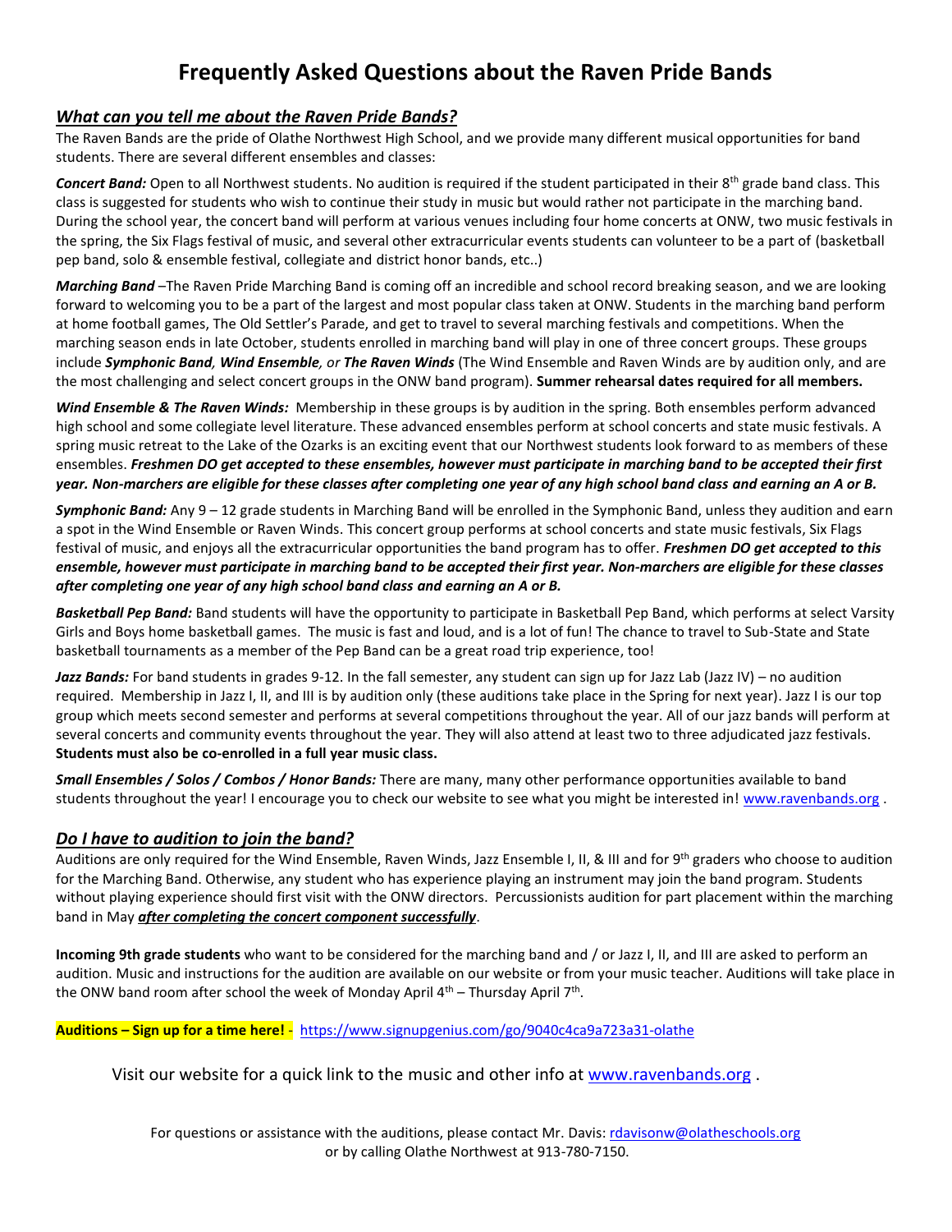# Frequently Asked Questions about the Raven Pride Bands

## *What can you tell me about the Raven Pride Bands?*

The Raven Bands are the pride of Olathe Northwest High School, and we provide many different musical opportunities for band students. There are several different ensembles and classes:

***Concert Band:*** Open to all Northwest students. No audition is required if the student participated in their 8th grade band class. This class is suggested for students who wish to continue their study in music but would rather not participate in the marching band. During the school year, the concert band will perform at various venues including four home concerts at ONW, two music festivals in the spring, the Six Flags festival of music, and several other extracurricular events students can volunteer to be a part of (basketball pep band, solo & ensemble festival, collegiate and district honor bands, etc..)

***Marching Band*** –The Raven Pride Marching Band is coming off an incredible and school record breaking season, and we are looking forward to welcoming you to be a part of the largest and most popular class taken at ONW. Students in the marching band perform at home football games, The Old Settler's Parade, and get to travel to several marching festivals and competitions. When the marching season ends in late October, students enrolled in marching band will play in one of three concert groups. These groups include ***Symphonic Band**, **Wind Ensemble**, or **The Raven Winds*** (The Wind Ensemble and Raven Winds are by audition only, and are the most challenging and select concert groups in the ONW band program). **Summer rehearsal dates required for all members.**

***Wind Ensemble & The Raven Winds:*** Membership in these groups is by audition in the spring. Both ensembles perform advanced high school and some collegiate level literature. These advanced ensembles perform at school concerts and state music festivals. A spring music retreat to the Lake of the Ozarks is an exciting event that our Northwest students look forward to as members of these ensembles. ***Freshmen DO get accepted to these ensembles, however must participate in marching band to be accepted their first year. Non-marchers are eligible for these classes after completing one year of any high school band class and earning an A or B.***

***Symphonic Band:*** Any 9 – 12 grade students in Marching Band will be enrolled in the Symphonic Band, unless they audition and earn a spot in the Wind Ensemble or Raven Winds. This concert group performs at school concerts and state music festivals, Six Flags festival of music, and enjoys all the extracurricular opportunities the band program has to offer. ***Freshmen DO get accepted to this ensemble, however must participate in marching band to be accepted their first year. Non-marchers are eligible for these classes after completing one year of any high school band class and earning an A or B.***

***Basketball Pep Band:*** Band students will have the opportunity to participate in Basketball Pep Band, which performs at select Varsity Girls and Boys home basketball games. The music is fast and loud, and is a lot of fun! The chance to travel to Sub-State and State basketball tournaments as a member of the Pep Band can be a great road trip experience, too!

***Jazz Bands:*** For band students in grades 9-12. In the fall semester, any student can sign up for Jazz Lab (Jazz IV) – no audition required. Membership in Jazz I, II, and III is by audition only (these auditions take place in the Spring for next year). Jazz I is our top group which meets second semester and performs at several competitions throughout the year. All of our jazz bands will perform at several concerts and community events throughout the year. They will also attend at least two to three adjudicated jazz festivals. **Students must also be co-enrolled in a full year music class.**

***Small Ensembles / Solos / Combos / Honor Bands:*** There are many, many other performance opportunities available to band students throughout the year! I encourage you to check our website to see what you might be interested in! www.ravenbands.org .

## *Do I have to audition to join the band?*

Auditions are only required for the Wind Ensemble, Raven Winds, Jazz Ensemble I, II, & III and for 9th graders who choose to audition for the Marching Band. Otherwise, any student who has experience playing an instrument may join the band program. Students without playing experience should first visit with the ONW directors. Percussionists audition for part placement within the marching band in May ***after completing the concert component successfully***.

**Incoming 9th grade students** who want to be considered for the marching band and / or Jazz I, II, and III are asked to perform an audition. Music and instructions for the audition are available on our website or from your music teacher. Auditions will take place in the ONW band room after school the week of Monday April 4th – Thursday April 7th.

**Auditions – Sign up for a time here!** - https://www.signupgenius.com/go/9040c4ca9a723a31-olathe

Visit our website for a quick link to the music and other info at www.ravenbands.org .

For questions or assistance with the auditions, please contact Mr. Davis: rdavisonw@olatheschools.org or by calling Olathe Northwest at 913-780-7150.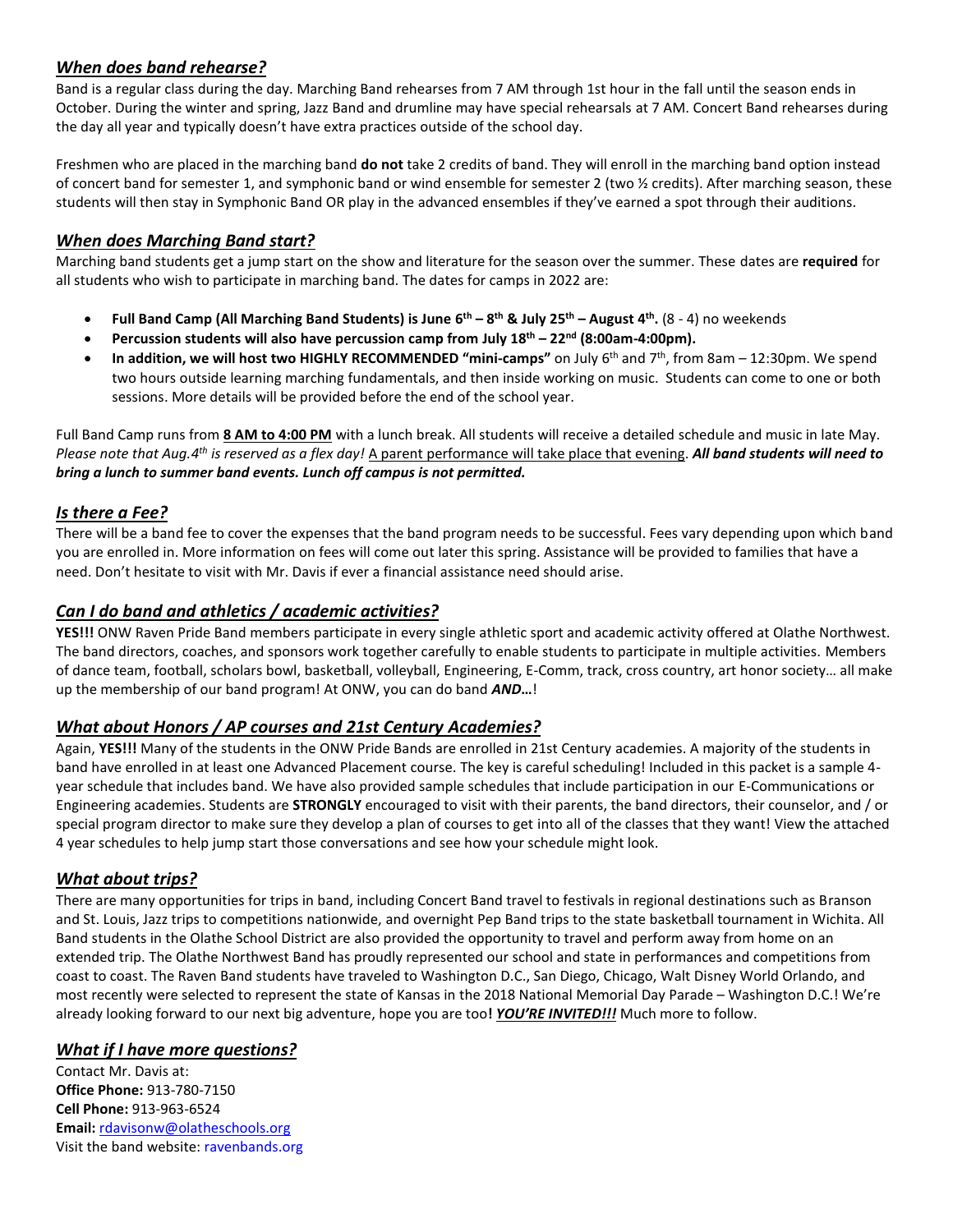## *When does band rehearse?*

Band is a regular class during the day. Marching Band rehearses from 7 AM through 1st hour in the fall until the season ends in October. During the winter and spring, Jazz Band and drumline may have special rehearsals at 7 AM. Concert Band rehearses during the day all year and typically doesn't have extra practices outside of the school day.

Freshmen who are placed in the marching band **do not** take 2 credits of band. They will enroll in the marching band option instead of concert band for semester 1, and symphonic band or wind ensemble for semester 2 (two ½ credits). After marching season, these students will then stay in Symphonic Band OR play in the advanced ensembles if they've earned a spot through their auditions.

## *When does Marching Band start?*

Marching band students get a jump start on the show and literature for the season over the summer. These dates are **required** for all students who wish to participate in marching band. The dates for camps in 2022 are:

- **Full Band Camp (All Marching Band Students) is June 6th – 8th & July 25th – August 4th.** (8 - 4) no weekends
- **Percussion students will also have percussion camp from July 18th – 22nd (8:00am-4:00pm).**
- **In addition, we will host two HIGHLY RECOMMENDED "mini-camps"** on July 6th and 7th, from 8am – 12:30pm. We spend two hours outside learning marching fundamentals, and then inside working on music. Students can come to one or both sessions. More details will be provided before the end of the school year.

Full Band Camp runs from **8 AM to 4:00 PM** with a lunch break. All students will receive a detailed schedule and music in late May. *Please note that Aug.4th is reserved as a flex day!* A parent performance will take place that evening. ***All band students will need to bring a lunch to summer band events. Lunch off campus is not permitted.***

## *Is there a Fee?*

There will be a band fee to cover the expenses that the band program needs to be successful. Fees vary depending upon which band you are enrolled in. More information on fees will come out later this spring. Assistance will be provided to families that have a need. Don't hesitate to visit with Mr. Davis if ever a financial assistance need should arise.

## *Can I do band and athletics / academic activities?*

**YES!!!** ONW Raven Pride Band members participate in every single athletic sport and academic activity offered at Olathe Northwest. The band directors, coaches, and sponsors work together carefully to enable students to participate in multiple activities. Members of dance team, football, scholars bowl, basketball, volleyball, Engineering, E-Comm, track, cross country, art honor society… all make up the membership of our band program! At ONW, you can do band ***AND…***!

## *What about Honors / AP courses and 21st Century Academies?*

Again, **YES!!!** Many of the students in the ONW Pride Bands are enrolled in 21st Century academies. A majority of the students in band have enrolled in at least one Advanced Placement course. The key is careful scheduling! Included in this packet is a sample 4-year schedule that includes band. We have also provided sample schedules that include participation in our E-Communications or Engineering academies. Students are **STRONGLY** encouraged to visit with their parents, the band directors, their counselor, and / or special program director to make sure they develop a plan of courses to get into all of the classes that they want! View the attached 4 year schedules to help jump start those conversations and see how your schedule might look.

## *What about trips?*

There are many opportunities for trips in band, including Concert Band travel to festivals in regional destinations such as Branson and St. Louis, Jazz trips to competitions nationwide, and overnight Pep Band trips to the state basketball tournament in Wichita. All Band students in the Olathe School District are also provided the opportunity to travel and perform away from home on an extended trip. The Olathe Northwest Band has proudly represented our school and state in performances and competitions from coast to coast. The Raven Band students have traveled to Washington D.C., San Diego, Chicago, Walt Disney World Orlando, and most recently were selected to represent the state of Kansas in the 2018 National Memorial Day Parade – Washington D.C.! We're already looking forward to our next big adventure, hope you are too**!** ***YOU'RE INVITED!!!*** Much more to follow.

## *What if I have more questions?*

Contact Mr. Davis at:
**Office Phone:** 913-780-7150
**Cell Phone:** 913-963-6524
**Email:** rdavisonw@olatheschools.org
Visit the band website: ravenbands.org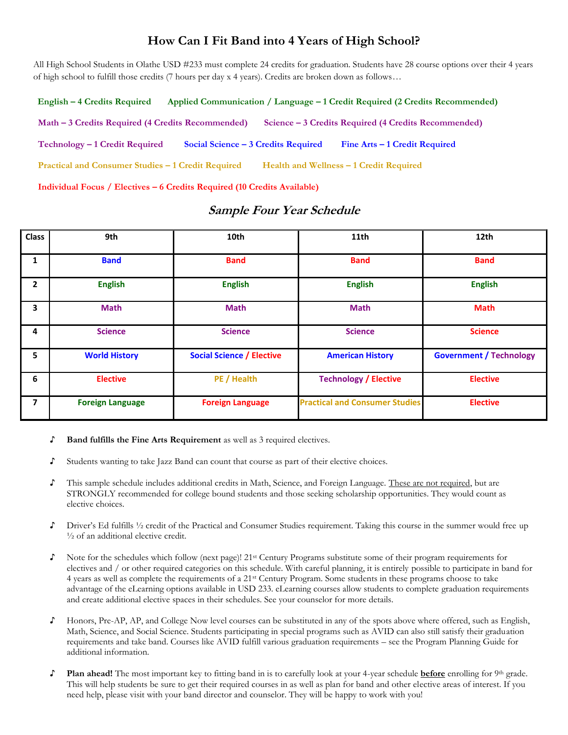# How Can I Fit Band into 4 Years of High School?

All High School Students in Olathe USD #233 must complete 24 credits for graduation. Students have 28 course options over their 4 years of high school to fulfill those credits (7 hours per day x 4 years). Credits are broken down as follows…

**English – 4 Credits Required** **Applied Communication / Language – 1 Credit Required (2 Credits Recommended)**

**Math – 3 Credits Required (4 Credits Recommended)** **Science – 3 Credits Required (4 Credits Recommended)**

**Technology – 1 Credit Required** **Social Science – 3 Credits Required** **Fine Arts – 1 Credit Required**

**Practical and Consumer Studies – 1 Credit Required** **Health and Wellness – 1 Credit Required**

**Individual Focus / Electives – 6 Credits Required (10 Credits Available)**

## *Sample Four Year Schedule*

| Class | 9th | 10th | 11th | 12th |
|---|---|---|---|---|
| 1 | Band | Band | Band | Band |
| 2 | English | English | English | English |
| 3 | Math | Math | Math | Math |
| 4 | Science | Science | Science | Science |
| 5 | World History | Social Science / Elective | American History | Government / Technology |
| 6 | Elective | PE / Health | Technology / Elective | Elective |
| 7 | Foreign Language | Foreign Language | Practical and Consumer Studies | Elective |

- **Band fulfills the Fine Arts Requirement** as well as 3 required electives.
- Students wanting to take Jazz Band can count that course as part of their elective choices.
- This sample schedule includes additional credits in Math, Science, and Foreign Language. These are not required, but are STRONGLY recommended for college bound students and those seeking scholarship opportunities. They would count as elective choices.
- Driver's Ed fulfills ½ credit of the Practical and Consumer Studies requirement. Taking this course in the summer would free up ½ of an additional elective credit.
- Note for the schedules which follow (next page)! 21st Century Programs substitute some of their program requirements for electives and / or other required categories on this schedule. With careful planning, it is entirely possible to participate in band for 4 years as well as complete the requirements of a 21st Century Program. Some students in these programs choose to take advantage of the eLearning options available in USD 233. eLearning courses allow students to complete graduation requirements and create additional elective spaces in their schedules. See your counselor for more details.
- Honors, Pre-AP, AP, and College Now level courses can be substituted in any of the spots above where offered, such as English, Math, Science, and Social Science. Students participating in special programs such as AVID can also still satisfy their graduation requirements and take band. Courses like AVID fulfill various graduation requirements – see the Program Planning Guide for additional information.
- **Plan ahead!** The most important key to fitting band in is to carefully look at your 4-year schedule **before** enrolling for 9th grade. This will help students be sure to get their required courses in as well as plan for band and other elective areas of interest. If you need help, please visit with your band director and counselor. They will be happy to work with you!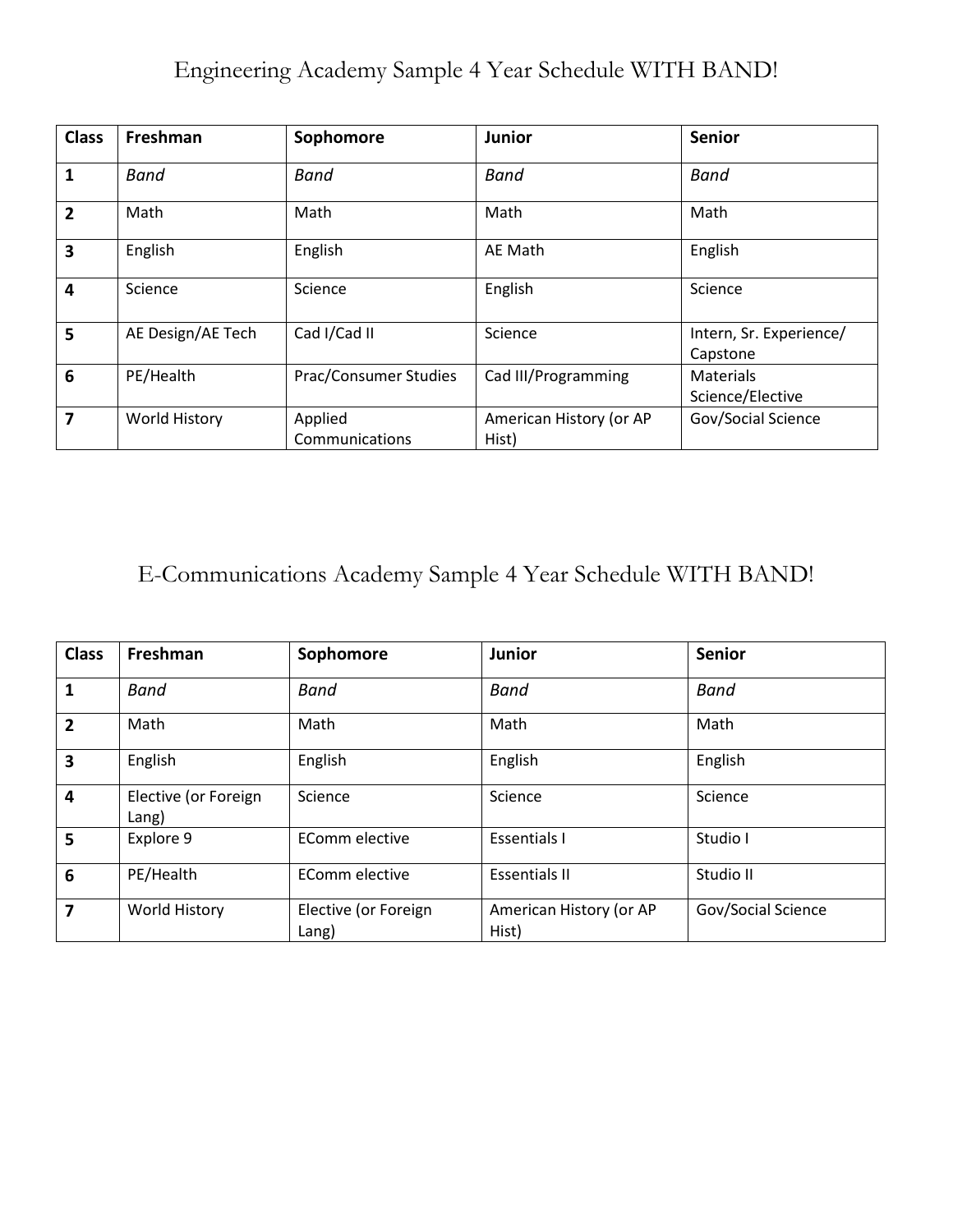# Engineering Academy Sample 4 Year Schedule WITH BAND!

| Class | Freshman | Sophomore | Junior | Senior |
|---|---|---|---|---|
| **1** | *Band* | *Band* | *Band* | *Band* |
| **2** | Math | Math | Math | Math |
| **3** | English | English | AE Math | English |
| **4** | Science | Science | English | Science |
| **5** | AE Design/AE Tech | Cad I/Cad II | Science | Intern, Sr. Experience/ Capstone |
| **6** | PE/Health | Prac/Consumer Studies | Cad III/Programming | Materials Science/Elective |
| **7** | World History | Applied Communications | American History (or AP Hist) | Gov/Social Science |

# E-Communications Academy Sample 4 Year Schedule WITH BAND!

| Class | Freshman | Sophomore | Junior | Senior |
|---|---|---|---|---|
| **1** | *Band* | *Band* | *Band* | *Band* |
| **2** | Math | Math | Math | Math |
| **3** | English | English | English | English |
| **4** | Elective (or Foreign Lang) | Science | Science | Science |
| **5** | Explore 9 | EComm elective | Essentials I | Studio I |
| **6** | PE/Health | EComm elective | Essentials II | Studio II |
| **7** | World History | Elective (or Foreign Lang) | American History (or AP Hist) | Gov/Social Science |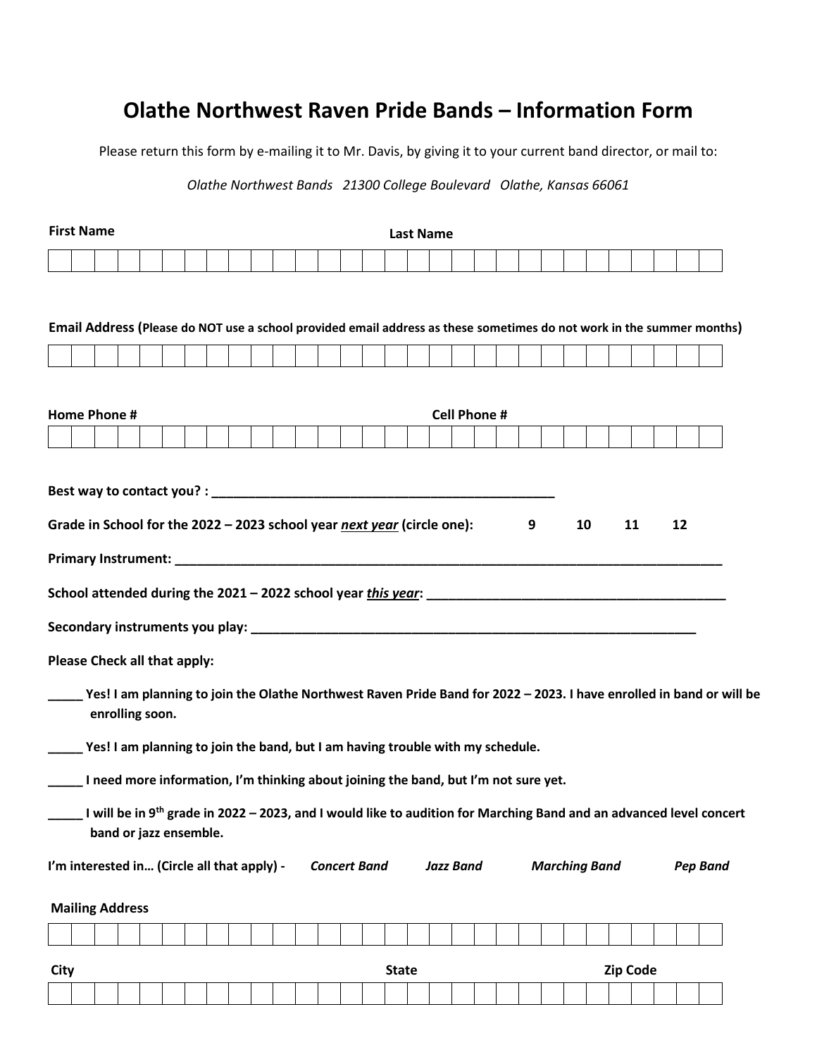# Olathe Northwest Raven Pride Bands – Information Form

Please return this form by e-mailing it to Mr. Davis, by giving it to your current band director, or mail to:

*Olathe Northwest Bands 21300 College Boulevard Olathe, Kansas 66061*

**First Name** **Last Name**

| | | | | | | | | | | | | | | | | | | | | | | | | | | | | | |
|---|---|---|---|---|---|---|---|---|---|---|---|---|---|---|---|---|---|---|---|---|---|---|---|---|---|---|---|---|---|
| | | | | | | | | | | | | | | | | | | | | | | | | | | | | | |

**Email Address (Please do NOT use a school provided email address as these sometimes do not work in the summer months)**

| | | | | | | | | | | | | | | | | | | | | | | | | | | | | | |
|---|---|---|---|---|---|---|---|---|---|---|---|---|---|---|---|---|---|---|---|---|---|---|---|---|---|---|---|---|---|
| | | | | | | | | | | | | | | | | | | | | | | | | | | | | | |

**Home Phone #** **Cell Phone #**

| | | | | | | | | | | | | | | | | | | | | | | | | | | | | | |
|---|---|---|---|---|---|---|---|---|---|---|---|---|---|---|---|---|---|---|---|---|---|---|---|---|---|---|---|---|---|
| | | | | | | | | | | | | | | | | | | | | | | | | | | | | | |

**Best way to contact you? : _______________________________________________**

**Grade in School for the 2022 – 2023 school year *next year* (circle one):** **9** **10** **11** **12**

**Primary Instrument: ___________________________________________________________________________**

**School attended during the 2021 – 2022 school year *this year*: _______________________________________**

**Secondary instruments you play: ____________________________________________________________**

**Please Check all that apply:**

**_____ Yes! I am planning to join the Olathe Northwest Raven Pride Band for 2022 – 2023. I have enrolled in band or will be enrolling soon.**

**_____ Yes! I am planning to join the band, but I am having trouble with my schedule.**

**_____ I need more information, I'm thinking about joining the band, but I'm not sure yet.**

**_____ I will be in 9th grade in 2022 – 2023, and I would like to audition for Marching Band and an advanced level concert band or jazz ensemble.**

**I'm interested in… (Circle all that apply) -** ***Concert Band*** ***Jazz Band*** ***Marching Band*** ***Pep Band***

**Mailing Address**

| | | | | | | | | | | | | | | | | | | | | | | | | | | | | | |
|---|---|---|---|---|---|---|---|---|---|---|---|---|---|---|---|---|---|---|---|---|---|---|---|---|---|---|---|---|---|
| | | | | | | | | | | | | | | | | | | | | | | | | | | | | | |

**City** **State** **Zip Code**

| | | | | | | | | | | | | | | | | | | | | | | | | | | | | | |
|---|---|---|---|---|---|---|---|---|---|---|---|---|---|---|---|---|---|---|---|---|---|---|---|---|---|---|---|---|---|
| | | | | | | | | | | | | | | | | | | | | | | | | | | | | | |